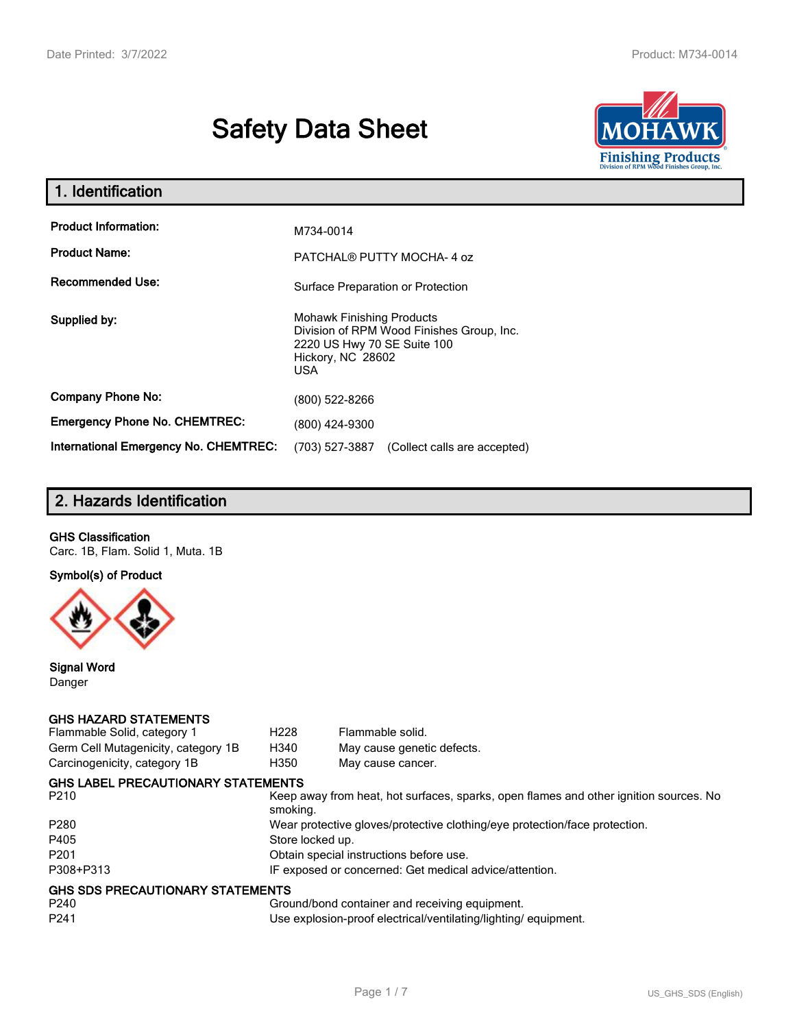# Safety Data Sheet

## 1. Identification

| | |
|---|---|
| **Product Information:** | M734-0014 |
| **Product Name:** | PATCHAL® PUTTY MOCHA- 4 oz |
| **Recommended Use:** | Surface Preparation or Protection |
| **Supplied by:** | Mohawk Finishing Products<br>Division of RPM Wood Finishes Group, Inc.<br>2220 US Hwy 70 SE Suite 100<br>Hickory, NC 28602<br>USA |
| **Company Phone No:** | (800) 522-8266 |
| **Emergency Phone No. CHEMTREC:** | (800) 424-9300 |
| **International Emergency No. CHEMTREC:** | (703) 527-3887 (Collect calls are accepted) |

## 2. Hazards Identification

**GHS Classification**

Carc. 1B, Flam. Solid 1, Muta. 1B

**Symbol(s) of Product**

**Signal Word**

Danger

**GHS HAZARD STATEMENTS**

| | | |
|---|---|---|
| Flammable Solid, category 1 | H228 | Flammable solid. |
| Germ Cell Mutagenicity, category 1B | H340 | May cause genetic defects. |
| Carcinogenicity, category 1B | H350 | May cause cancer. |

**GHS LABEL PRECAUTIONARY STATEMENTS**

| | |
|---|---|
| P210 | Keep away from heat, hot surfaces, sparks, open flames and other ignition sources. No smoking. |
| P280 | Wear protective gloves/protective clothing/eye protection/face protection. |
| P405 | Store locked up. |
| P201 | Obtain special instructions before use. |
| P308+P313 | IF exposed or concerned: Get medical advice/attention. |

**GHS SDS PRECAUTIONARY STATEMENTS**

| | |
|---|---|
| P240 | Ground/bond container and receiving equipment. |
| P241 | Use explosion-proof electrical/ventilating/lighting/ equipment. |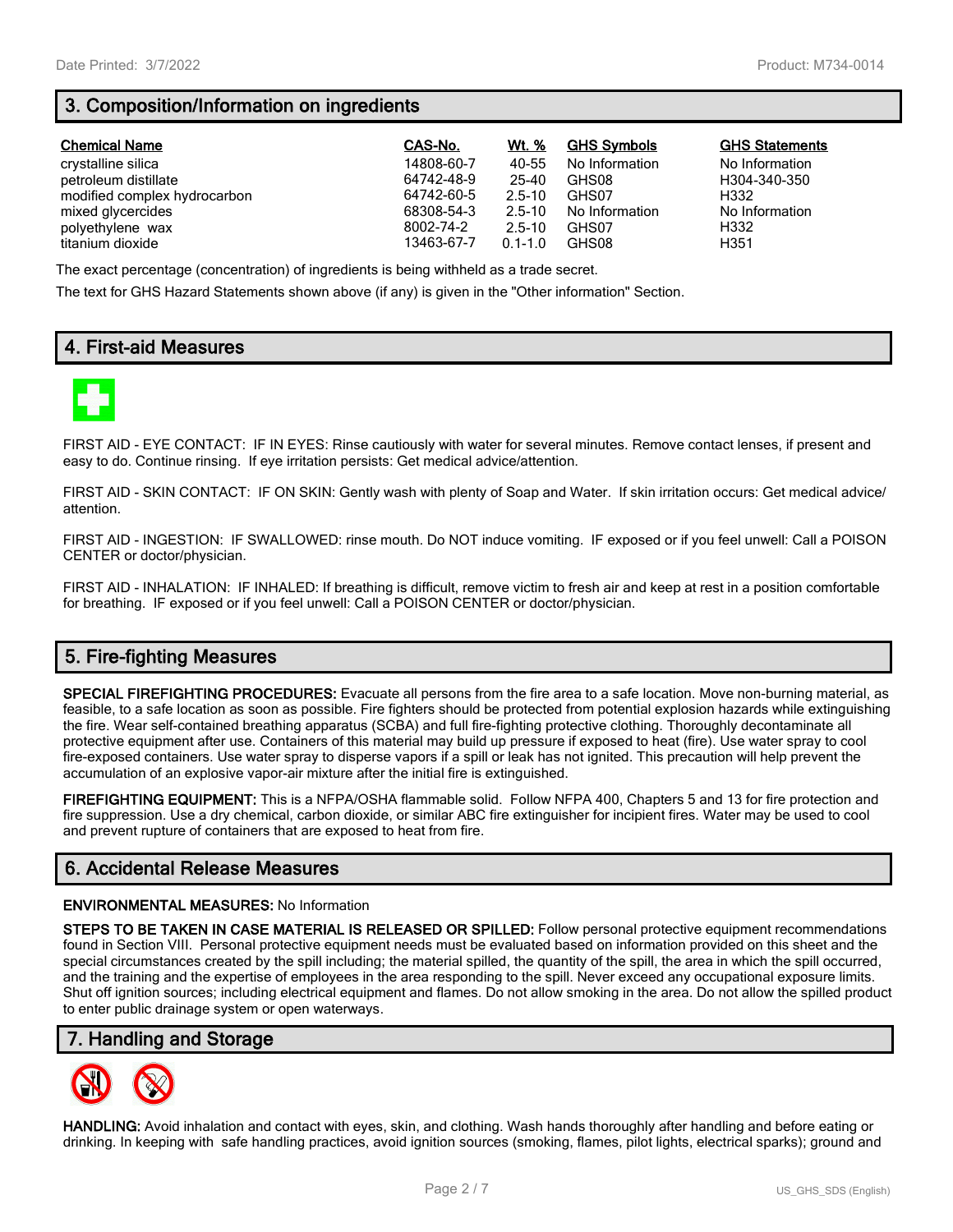## 3. Composition/Information on ingredients

| Chemical Name | CAS-No. | Wt. % | GHS Symbols | GHS Statements |
|---|---|---|---|---|
| crystalline silica | 14808-60-7 | 40-55 | No Information | No Information |
| petroleum distillate | 64742-48-9 | 25-40 | GHS08 | H304-340-350 |
| modified complex hydrocarbon | 64742-60-5 | 2.5-10 | GHS07 | H332 |
| mixed glycercides | 68308-54-3 | 2.5-10 | No Information | No Information |
| polyethylene wax | 8002-74-2 | 2.5-10 | GHS07 | H332 |
| titanium dioxide | 13463-67-7 | 0.1-1.0 | GHS08 | H351 |

The exact percentage (concentration) of ingredients is being withheld as a trade secret.

The text for GHS Hazard Statements shown above (if any) is given in the "Other information" Section.

## 4. First-aid Measures

FIRST AID - EYE CONTACT: IF IN EYES: Rinse cautiously with water for several minutes. Remove contact lenses, if present and easy to do. Continue rinsing. If eye irritation persists: Get medical advice/attention.

FIRST AID - SKIN CONTACT: IF ON SKIN: Gently wash with plenty of Soap and Water. If skin irritation occurs: Get medical advice/attention.

FIRST AID - INGESTION: IF SWALLOWED: rinse mouth. Do NOT induce vomiting. IF exposed or if you feel unwell: Call a POISON CENTER or doctor/physician.

FIRST AID - INHALATION: IF INHALED: If breathing is difficult, remove victim to fresh air and keep at rest in a position comfortable for breathing. IF exposed or if you feel unwell: Call a POISON CENTER or doctor/physician.

## 5. Fire-fighting Measures

**SPECIAL FIREFIGHTING PROCEDURES:** Evacuate all persons from the fire area to a safe location. Move non-burning material, as feasible, to a safe location as soon as possible. Fire fighters should be protected from potential explosion hazards while extinguishing the fire. Wear self-contained breathing apparatus (SCBA) and full fire-fighting protective clothing. Thoroughly decontaminate all protective equipment after use. Containers of this material may build up pressure if exposed to heat (fire). Use water spray to cool fire-exposed containers. Use water spray to disperse vapors if a spill or leak has not ignited. This precaution will help prevent the accumulation of an explosive vapor-air mixture after the initial fire is extinguished.

**FIREFIGHTING EQUIPMENT:** This is a NFPA/OSHA flammable solid. Follow NFPA 400, Chapters 5 and 13 for fire protection and fire suppression. Use a dry chemical, carbon dioxide, or similar ABC fire extinguisher for incipient fires. Water may be used to cool and prevent rupture of containers that are exposed to heat from fire.

## 6. Accidental Release Measures

**ENVIRONMENTAL MEASURES:** No Information

**STEPS TO BE TAKEN IN CASE MATERIAL IS RELEASED OR SPILLED:** Follow personal protective equipment recommendations found in Section VIII. Personal protective equipment needs must be evaluated based on information provided on this sheet and the special circumstances created by the spill including; the material spilled, the quantity of the spill, the area in which the spill occurred, and the training and the expertise of employees in the area responding to the spill. Never exceed any occupational exposure limits. Shut off ignition sources; including electrical equipment and flames. Do not allow smoking in the area. Do not allow the spilled product to enter public drainage system or open waterways.

## 7. Handling and Storage

**HANDLING:** Avoid inhalation and contact with eyes, skin, and clothing. Wash hands thoroughly after handling and before eating or drinking. In keeping with safe handling practices, avoid ignition sources (smoking, flames, pilot lights, electrical sparks); ground and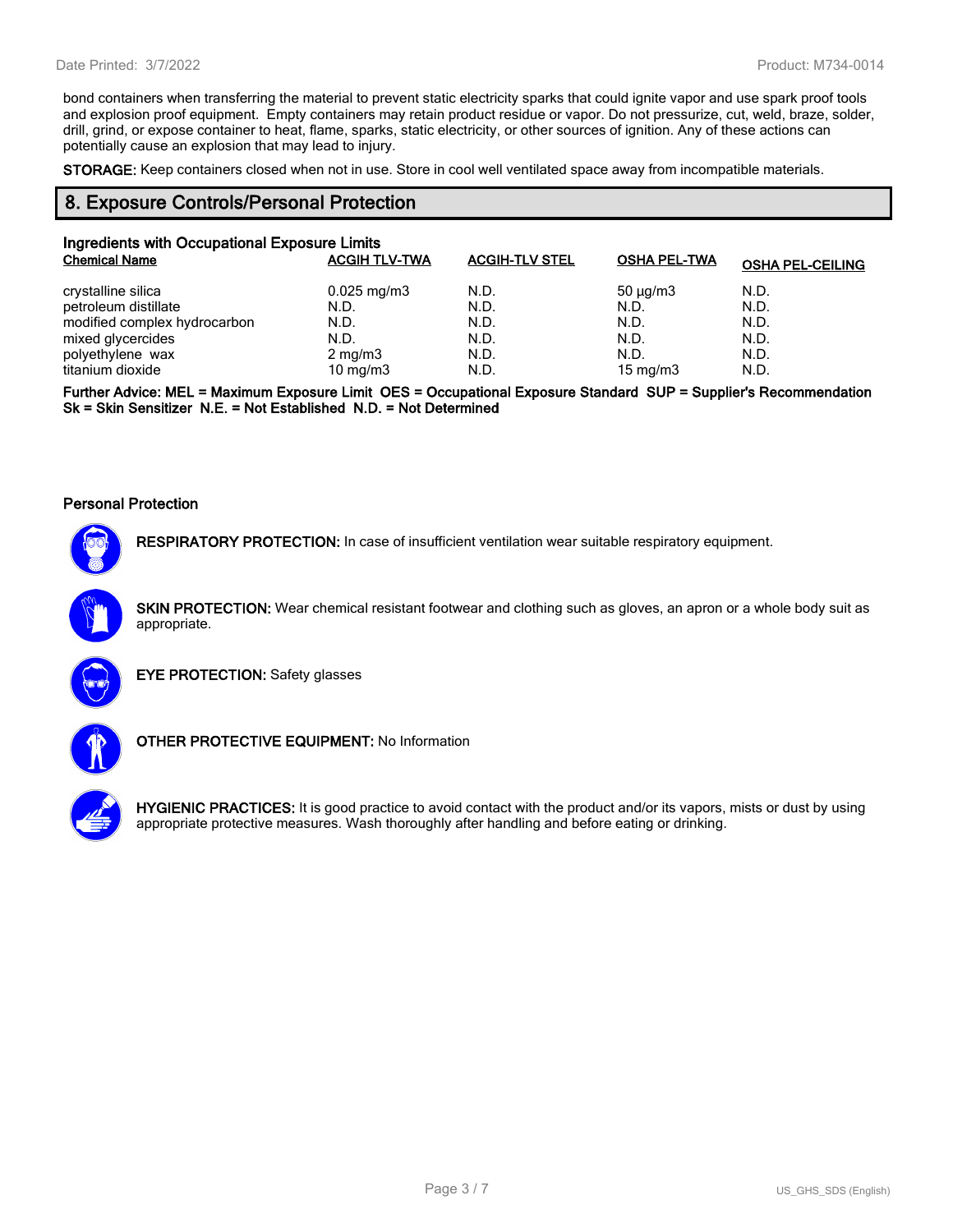bond containers when transferring the material to prevent static electricity sparks that could ignite vapor and use spark proof tools and explosion proof equipment. Empty containers may retain product residue or vapor. Do not pressurize, cut, weld, braze, solder, drill, grind, or expose container to heat, flame, sparks, static electricity, or other sources of ignition. Any of these actions can potentially cause an explosion that may lead to injury.

**STORAGE:** Keep containers closed when not in use. Store in cool well ventilated space away from incompatible materials.

## 8. Exposure Controls/Personal Protection

### Ingredients with Occupational Exposure Limits

| Chemical Name | ACGIH TLV-TWA | ACGIH-TLV STEL | OSHA PEL-TWA | OSHA PEL-CEILING |
|---|---|---|---|---|
| crystalline silica | 0.025 mg/m3 | N.D. | 50 µg/m3 | N.D. |
| petroleum distillate | N.D. | N.D. | N.D. | N.D. |
| modified complex hydrocarbon | N.D. | N.D. | N.D. | N.D. |
| mixed glycercides | N.D. | N.D. | N.D. | N.D. |
| polyethylene wax | 2 mg/m3 | N.D. | N.D. | N.D. |
| titanium dioxide | 10 mg/m3 | N.D. | 15 mg/m3 | N.D. |

**Further Advice: MEL = Maximum Exposure Limit OES = Occupational Exposure Standard SUP = Supplier's Recommendation Sk = Skin Sensitizer N.E. = Not Established N.D. = Not Determined**

### Personal Protection

**RESPIRATORY PROTECTION:** In case of insufficient ventilation wear suitable respiratory equipment.

**SKIN PROTECTION:** Wear chemical resistant footwear and clothing such as gloves, an apron or a whole body suit as appropriate.

**EYE PROTECTION:** Safety glasses

**OTHER PROTECTIVE EQUIPMENT:** No Information

**HYGIENIC PRACTICES:** It is good practice to avoid contact with the product and/or its vapors, mists or dust by using appropriate protective measures. Wash thoroughly after handling and before eating or drinking.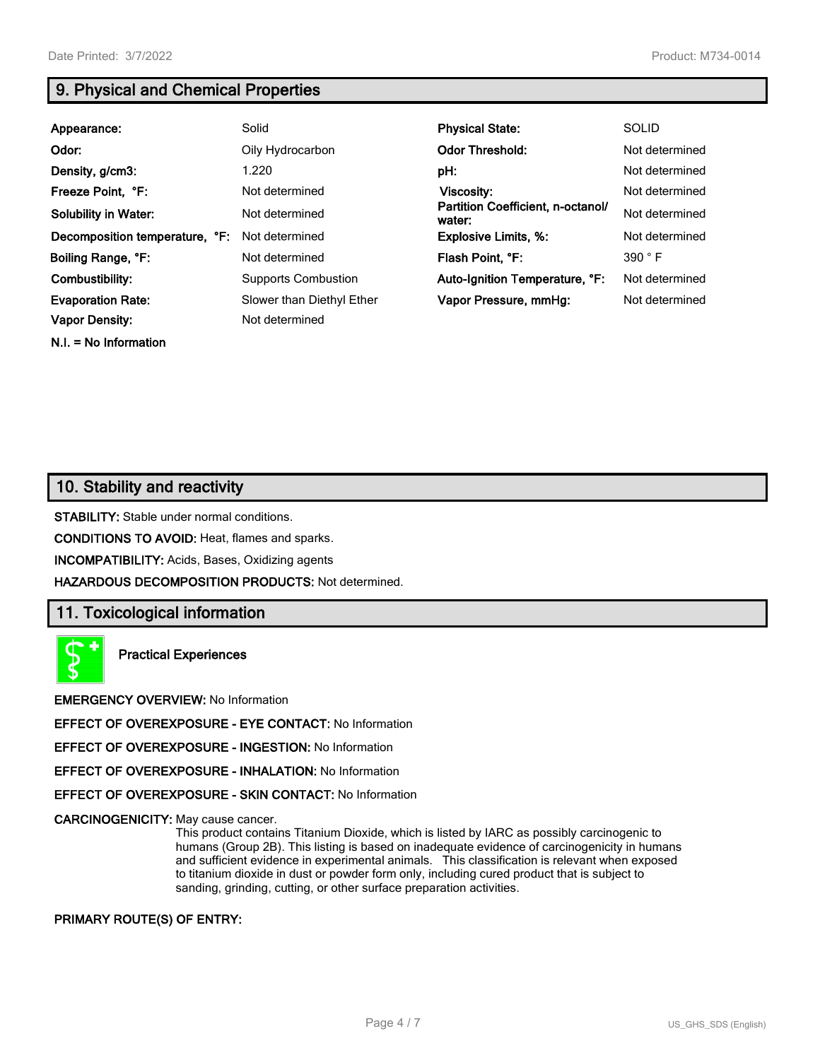## 9. Physical and Chemical Properties

| | | | |
|---|---|---|---|
| **Appearance:** | Solid | **Physical State:** | SOLID |
| **Odor:** | Oily Hydrocarbon | **Odor Threshold:** | Not determined |
| **Density, g/cm3:** | 1.220 | **pH:** | Not determined |
| **Freeze Point, °F:** | Not determined | **Viscosity:** | Not determined |
| **Solubility in Water:** | Not determined | **Partition Coefficient, n-octanol/ water:** | Not determined |
| **Decomposition temperature, °F:** | Not determined | **Explosive Limits, %:** | Not determined |
| **Boiling Range, °F:** | Not determined | **Flash Point, °F:** | 390 ° F |
| **Combustibility:** | Supports Combustion | **Auto-Ignition Temperature, °F:** | Not determined |
| **Evaporation Rate:** | Slower than Diethyl Ether | **Vapor Pressure, mmHg:** | Not determined |
| **Vapor Density:** | Not determined | | |

**N.I. = No Information**

## 10. Stability and reactivity

**STABILITY:** Stable under normal conditions.

**CONDITIONS TO AVOID:** Heat, flames and sparks.

**INCOMPATIBILITY:** Acids, Bases, Oxidizing agents

**HAZARDOUS DECOMPOSITION PRODUCTS:** Not determined.

## 11. Toxicological information

**Practical Experiences**

**EMERGENCY OVERVIEW:** No Information

**EFFECT OF OVEREXPOSURE - EYE CONTACT:** No Information

**EFFECT OF OVEREXPOSURE - INGESTION:** No Information

**EFFECT OF OVEREXPOSURE - INHALATION:** No Information

**EFFECT OF OVEREXPOSURE - SKIN CONTACT:** No Information

**CARCINOGENICITY:** May cause cancer.
This product contains Titanium Dioxide, which is listed by IARC as possibly carcinogenic to humans (Group 2B). This listing is based on inadequate evidence of carcinogenicity in humans and sufficient evidence in experimental animals. This classification is relevant when exposed to titanium dioxide in dust or powder form only, including cured product that is subject to sanding, grinding, cutting, or other surface preparation activities.

**PRIMARY ROUTE(S) OF ENTRY:**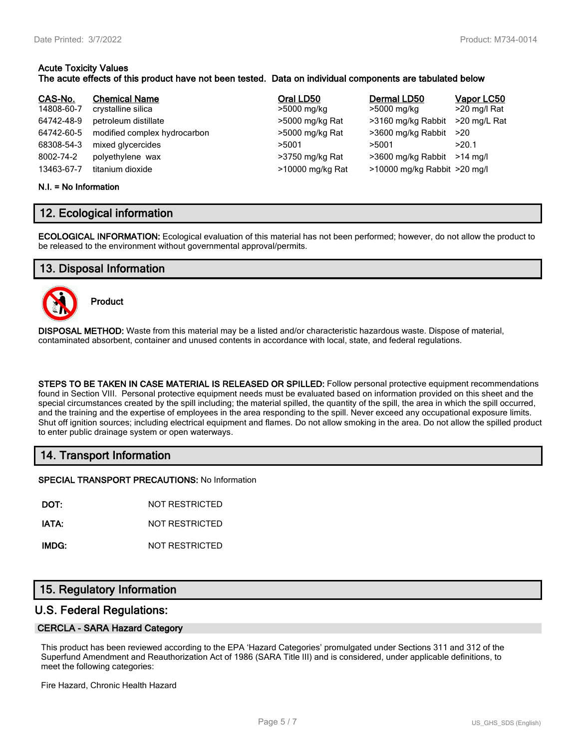**Acute Toxicity Values**
**The acute effects of this product have not been tested. Data on individual components are tabulated below**

| CAS-No. | Chemical Name | Oral LD50 | Dermal LD50 | Vapor LC50 |
|---|---|---|---|---|
| 14808-60-7 | crystalline silica | >5000 mg/kg | >5000 mg/kg | >20 mg/l Rat |
| 64742-48-9 | petroleum distillate | >5000 mg/kg Rat | >3160 mg/kg Rabbit | >20 mg/L Rat |
| 64742-60-5 | modified complex hydrocarbon | >5000 mg/kg Rat | >3600 mg/kg Rabbit | >20 |
| 68308-54-3 | mixed glycercides | >5001 | >5001 | >20.1 |
| 8002-74-2 | polyethylene wax | >3750 mg/kg Rat | >3600 mg/kg Rabbit | >14 mg/l |
| 13463-67-7 | titanium dioxide | >10000 mg/kg Rat | >10000 mg/kg Rabbit | >20 mg/l |

**N.I. = No Information**

## 12. Ecological information

**ECOLOGICAL INFORMATION:** Ecological evaluation of this material has not been performed; however, do not allow the product to be released to the environment without governmental approval/permits.

## 13. Disposal Information

**Product**

**DISPOSAL METHOD:** Waste from this material may be a listed and/or characteristic hazardous waste. Dispose of material, contaminated absorbent, container and unused contents in accordance with local, state, and federal regulations.

**STEPS TO BE TAKEN IN CASE MATERIAL IS RELEASED OR SPILLED:** Follow personal protective equipment recommendations found in Section VIII. Personal protective equipment needs must be evaluated based on information provided on this sheet and the special circumstances created by the spill including; the material spilled, the quantity of the spill, the area in which the spill occurred, and the training and the expertise of employees in the area responding to the spill. Never exceed any occupational exposure limits. Shut off ignition sources; including electrical equipment and flames. Do not allow smoking in the area. Do not allow the spilled product to enter public drainage system or open waterways.

## 14. Transport Information

**SPECIAL TRANSPORT PRECAUTIONS:** No Information

**DOT:** NOT RESTRICTED

**IATA:** NOT RESTRICTED

**IMDG:** NOT RESTRICTED

## 15. Regulatory Information

## U.S. Federal Regulations:

### CERCLA - SARA Hazard Category

This product has been reviewed according to the EPA 'Hazard Categories' promulgated under Sections 311 and 312 of the Superfund Amendment and Reauthorization Act of 1986 (SARA Title III) and is considered, under applicable definitions, to meet the following categories:

Fire Hazard, Chronic Health Hazard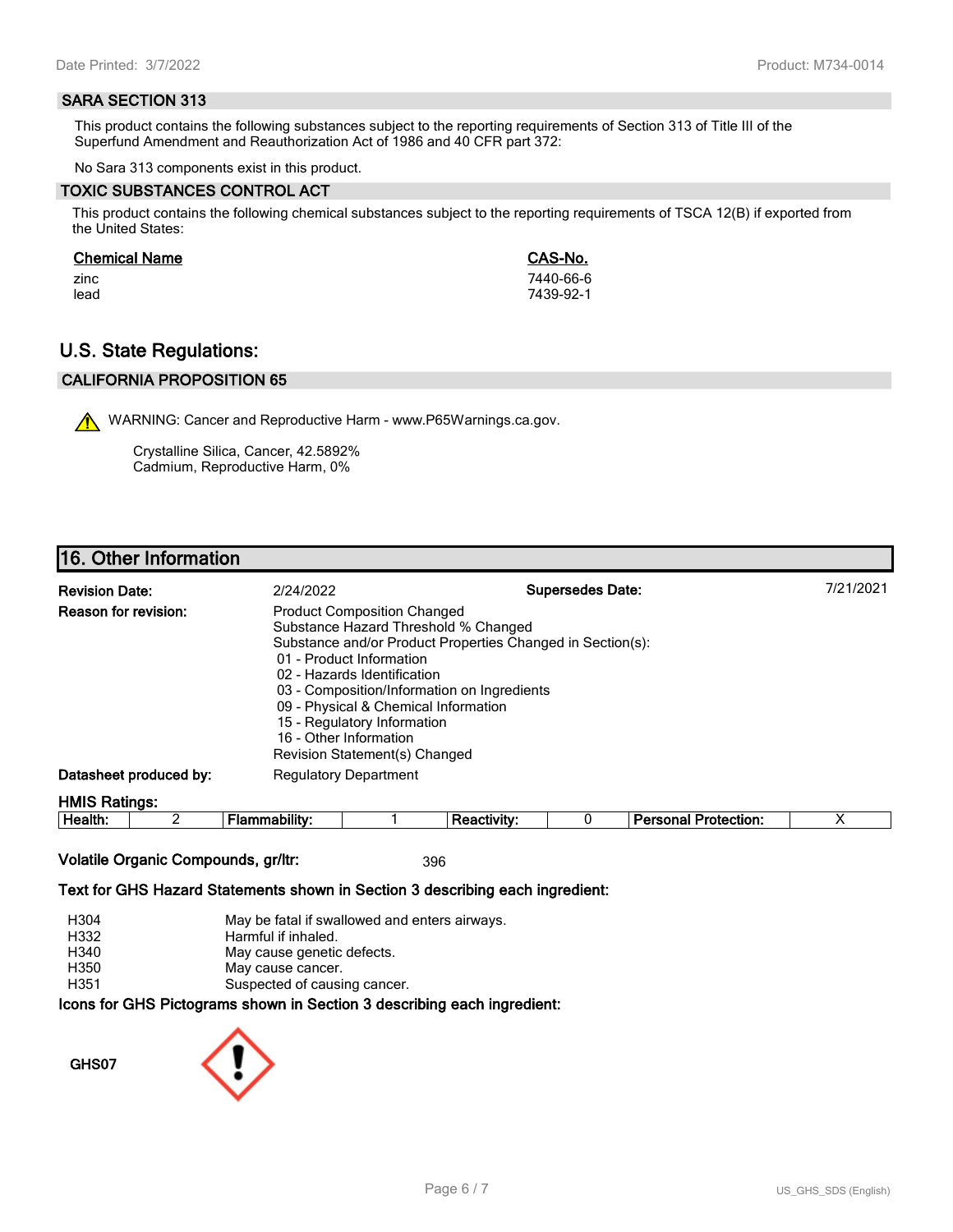### SARA SECTION 313

This product contains the following substances subject to the reporting requirements of Section 313 of Title III of the Superfund Amendment and Reauthorization Act of 1986 and 40 CFR part 372:

No Sara 313 components exist in this product.

### TOXIC SUBSTANCES CONTROL ACT

This product contains the following chemical substances subject to the reporting requirements of TSCA 12(B) if exported from the United States:

| Chemical Name | CAS-No. |
|---|---|
| zinc | 7440-66-6 |
| lead | 7439-92-1 |

## U.S. State Regulations:

### CALIFORNIA PROPOSITION 65

⚠ WARNING: Cancer and Reproductive Harm - www.P65Warnings.ca.gov.

Crystalline Silica, Cancer, 42.5892%
Cadmium, Reproductive Harm, 0%

## 16. Other Information

**Revision Date:** 2/24/2022 **Supersedes Date:** 7/21/2021

**Reason for revision:**
Product Composition Changed
Substance Hazard Threshold % Changed
Substance and/or Product Properties Changed in Section(s):
- 01 - Product Information
- 02 - Hazards Identification
- 03 - Composition/Information on Ingredients
- 09 - Physical & Chemical Information
- 15 - Regulatory Information
- 16 - Other Information

Revision Statement(s) Changed

**Datasheet produced by:** Regulatory Department

**HMIS Ratings:**

| Health: | 2 | Flammability: | 1 | Reactivity: | 0 | Personal Protection: | X |
|---|---|---|---|---|---|---|---|

**Volatile Organic Compounds, gr/ltr:** 396

**Text for GHS Hazard Statements shown in Section 3 describing each ingredient:**

| | |
|---|---|
| H304 | May be fatal if swallowed and enters airways. |
| H332 | Harmful if inhaled. |
| H340 | May cause genetic defects. |
| H350 | May cause cancer. |
| H351 | Suspected of causing cancer. |

**Icons for GHS Pictograms shown in Section 3 describing each ingredient:**

GHS07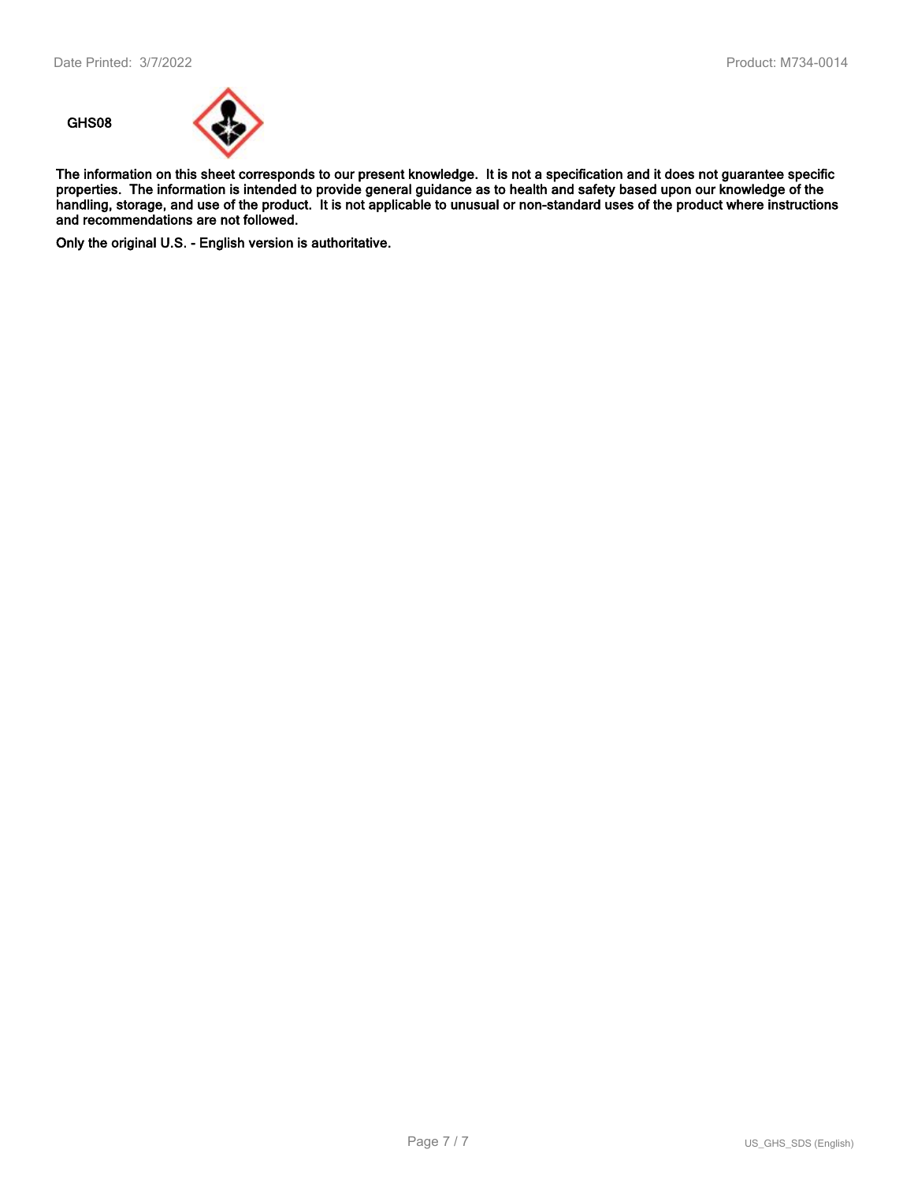**GHS08**

**The information on this sheet corresponds to our present knowledge. It is not a specification and it does not guarantee specific properties. The information is intended to provide general guidance as to health and safety based upon our knowledge of the handling, storage, and use of the product. It is not applicable to unusual or non-standard uses of the product where instructions and recommendations are not followed.**

**Only the original U.S. - English version is authoritative.**